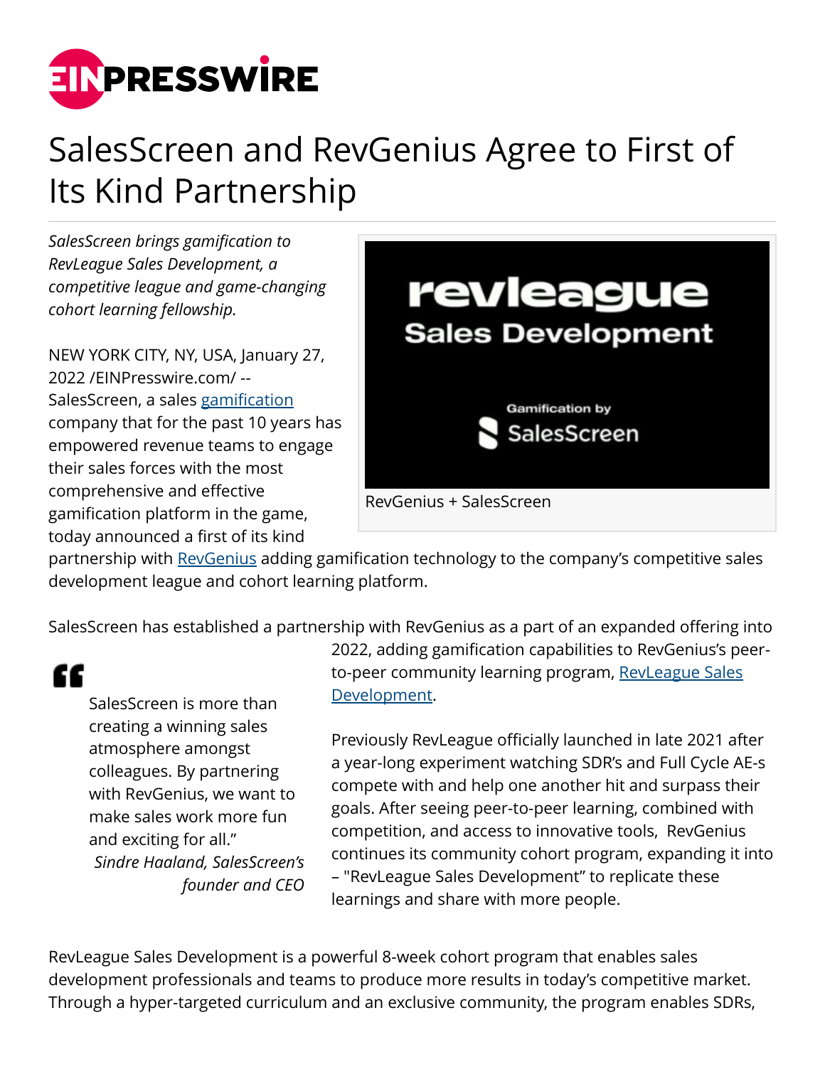# SalesScreen and RevGenius Agree to First of Its Kind Partnership

*SalesScreen brings gamification to RevLeague Sales Development, a competitive league and game-changing cohort learning fellowship.*

RevGenius + SalesScreen

NEW YORK CITY, NY, USA, January 27, 2022 /EINPresswire.com/ -- SalesScreen, a sales gamification company that for the past 10 years has empowered revenue teams to engage their sales forces with the most comprehensive and effective gamification platform in the game, today announced a first of its kind partnership with RevGenius adding gamification technology to the company's competitive sales development league and cohort learning platform.

SalesScreen has established a partnership with RevGenius as a part of an expanded offering into 2022, adding gamification capabilities to RevGenius's peer-to-peer community learning program, RevLeague Sales Development.

> SalesScreen is more than creating a winning sales atmosphere amongst colleagues. By partnering with RevGenius, we want to make sales work more fun and exciting for all."
>
> *Sindre Haaland, SalesScreen's founder and CEO*

Previously RevLeague officially launched in late 2021 after a year-long experiment watching SDR's and Full Cycle AE-s compete with and help one another hit and surpass their goals. After seeing peer-to-peer learning, combined with competition, and access to innovative tools, RevGenius continues its community cohort program, expanding it into – "RevLeague Sales Development" to replicate these learnings and share with more people.

RevLeague Sales Development is a powerful 8-week cohort program that enables sales development professionals and teams to produce more results in today's competitive market. Through a hyper-targeted curriculum and an exclusive community, the program enables SDRs,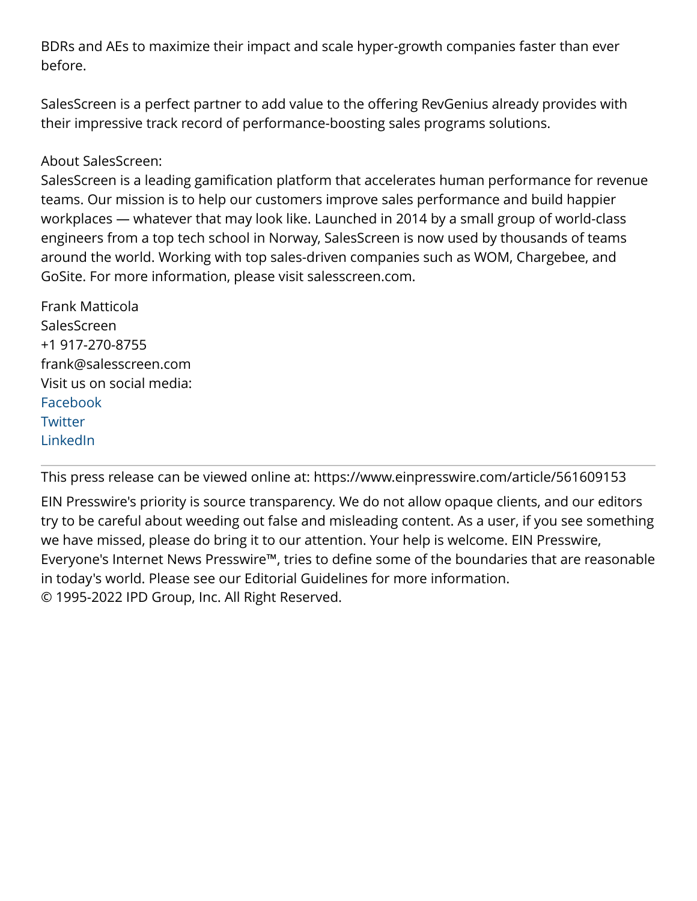BDRs and AEs to maximize their impact and scale hyper-growth companies faster than ever before.

SalesScreen is a perfect partner to add value to the offering RevGenius already provides with their impressive track record of performance-boosting sales programs solutions.

About SalesScreen:
SalesScreen is a leading gamification platform that accelerates human performance for revenue teams. Our mission is to help our customers improve sales performance and build happier workplaces — whatever that may look like. Launched in 2014 by a small group of world-class engineers from a top tech school in Norway, SalesScreen is now used by thousands of teams around the world. Working with top sales-driven companies such as WOM, Chargebee, and GoSite. For more information, please visit salesscreen.com.

Frank Matticola
SalesScreen
+1 917-270-8755
frank@salesscreen.com
Visit us on social media:
Facebook
Twitter
LinkedIn

---

This press release can be viewed online at: https://www.einpresswire.com/article/561609153

EIN Presswire's priority is source transparency. We do not allow opaque clients, and our editors try to be careful about weeding out false and misleading content. As a user, if you see something we have missed, please do bring it to our attention. Your help is welcome. EIN Presswire, Everyone's Internet News Presswire™, tries to define some of the boundaries that are reasonable in today's world. Please see our Editorial Guidelines for more information.
© 1995-2022 IPD Group, Inc. All Right Reserved.